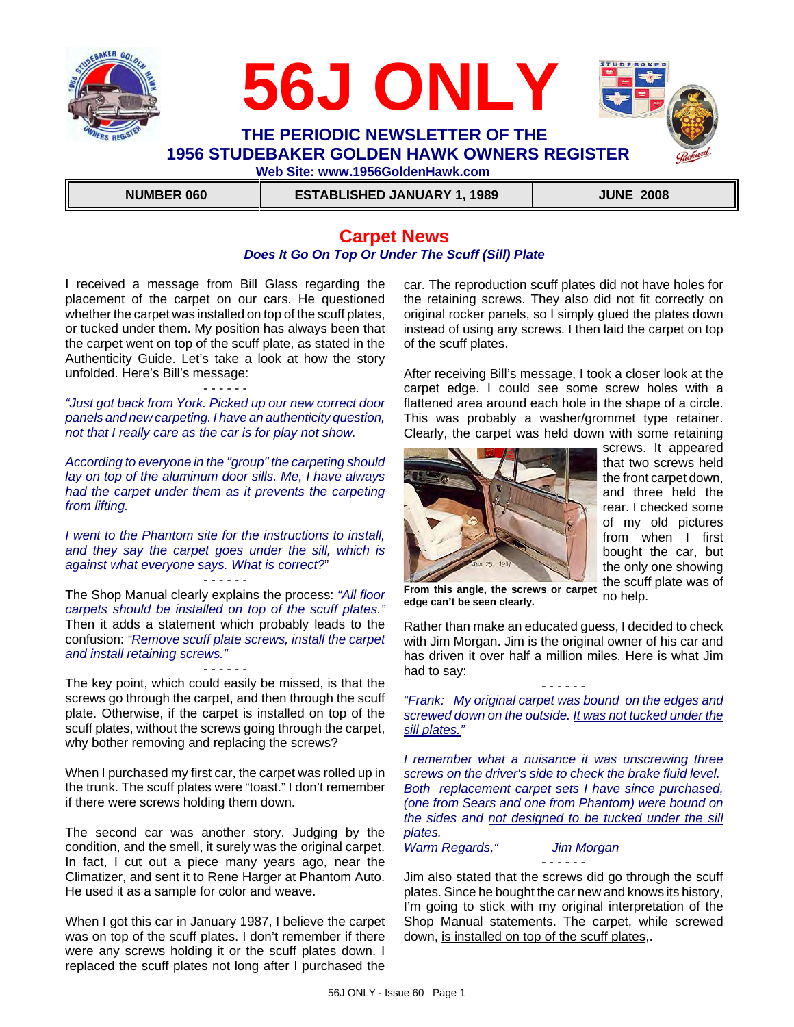# 56J ONLY

## THE PERIODIC NEWSLETTER OF THE 1956 STUDEBAKER GOLDEN HAWK OWNERS REGISTER

**Web Site: www.1956GoldenHawk.com**

| NUMBER 060 | ESTABLISHED JANUARY 1, 1989 | JUNE 2008 |
|---|---|---|

## Carpet News

### *Does It Go On Top Or Under The Scuff (Sill) Plate*

I received a message from Bill Glass regarding the placement of the carpet on our cars. He questioned whether the carpet was installed on top of the scuff plates, or tucked under them. My position has always been that the carpet went on top of the scuff plate, as stated in the Authenticity Guide. Let's take a look at how the story unfolded. Here's Bill's message:

\- - - - - -

*"Just got back from York. Picked up our new correct door panels and new carpeting. I have an authenticity question, not that I really care as the car is for play not show.*

*According to everyone in the "group" the carpeting should lay on top of the aluminum door sills. Me, I have always had the carpet under them as it prevents the carpeting from lifting.*

*I went to the Phantom site for the instructions to install, and they say the carpet goes under the sill, which is against what everyone says. What is correct?"*

\- - - - - -

The Shop Manual clearly explains the process: *"All floor carpets should be installed on top of the scuff plates."* Then it adds a statement which probably leads to the confusion: *"Remove scuff plate screws, install the carpet and install retaining screws."*

\- - - - - -

The key point, which could easily be missed, is that the screws go through the carpet, and then through the scuff plate. Otherwise, if the carpet is installed on top of the scuff plates, without the screws going through the carpet, why bother removing and replacing the screws?

When I purchased my first car, the carpet was rolled up in the trunk. The scuff plates were "toast." I don't remember if there were screws holding them down.

The second car was another story. Judging by the condition, and the smell, it surely was the original carpet. In fact, I cut out a piece many years ago, near the Climatizer, and sent it to Rene Harger at Phantom Auto. He used it as a sample for color and weave.

When I got this car in January 1987, I believe the carpet was on top of the scuff plates. I don't remember if there were any screws holding it or the scuff plates down. I replaced the scuff plates not long after I purchased the car. The reproduction scuff plates did not have holes for the retaining screws. They also did not fit correctly on original rocker panels, so I simply glued the plates down instead of using any screws. I then laid the carpet on top of the scuff plates.

After receiving Bill's message, I took a closer look at the carpet edge. I could see some screw holes with a flattened area around each hole in the shape of a circle. This was probably a washer/grommet type retainer. Clearly, the carpet was held down with some retaining screws. It appeared that two screws held the front carpet down, and three held the rear. I checked some of my old pictures from when I first bought the car, but the only one showing the scuff plate was of no help.

**From this angle, the screws or carpet edge can't be seen clearly.**

Rather than make an educated guess, I decided to check with Jim Morgan. Jim is the original owner of his car and has driven it over half a million miles. Here is what Jim had to say:

\- - - - - -

*"Frank: My original carpet was bound on the edges and screwed down on the outside. It was not tucked under the sill plates."*

*I remember what a nuisance it was unscrewing three screws on the driver's side to check the brake fluid level. Both replacement carpet sets I have since purchased, (one from Sears and one from Phantom) were bound on the sides and not designed to be tucked under the sill plates.*

*Warm Regards," Jim Morgan*

\- - - - - -

Jim also stated that the screws did go through the scuff plates. Since he bought the car new and knows its history, I'm going to stick with my original interpretation of the Shop Manual statements. The carpet, while screwed down, is installed on top of the scuff plates,.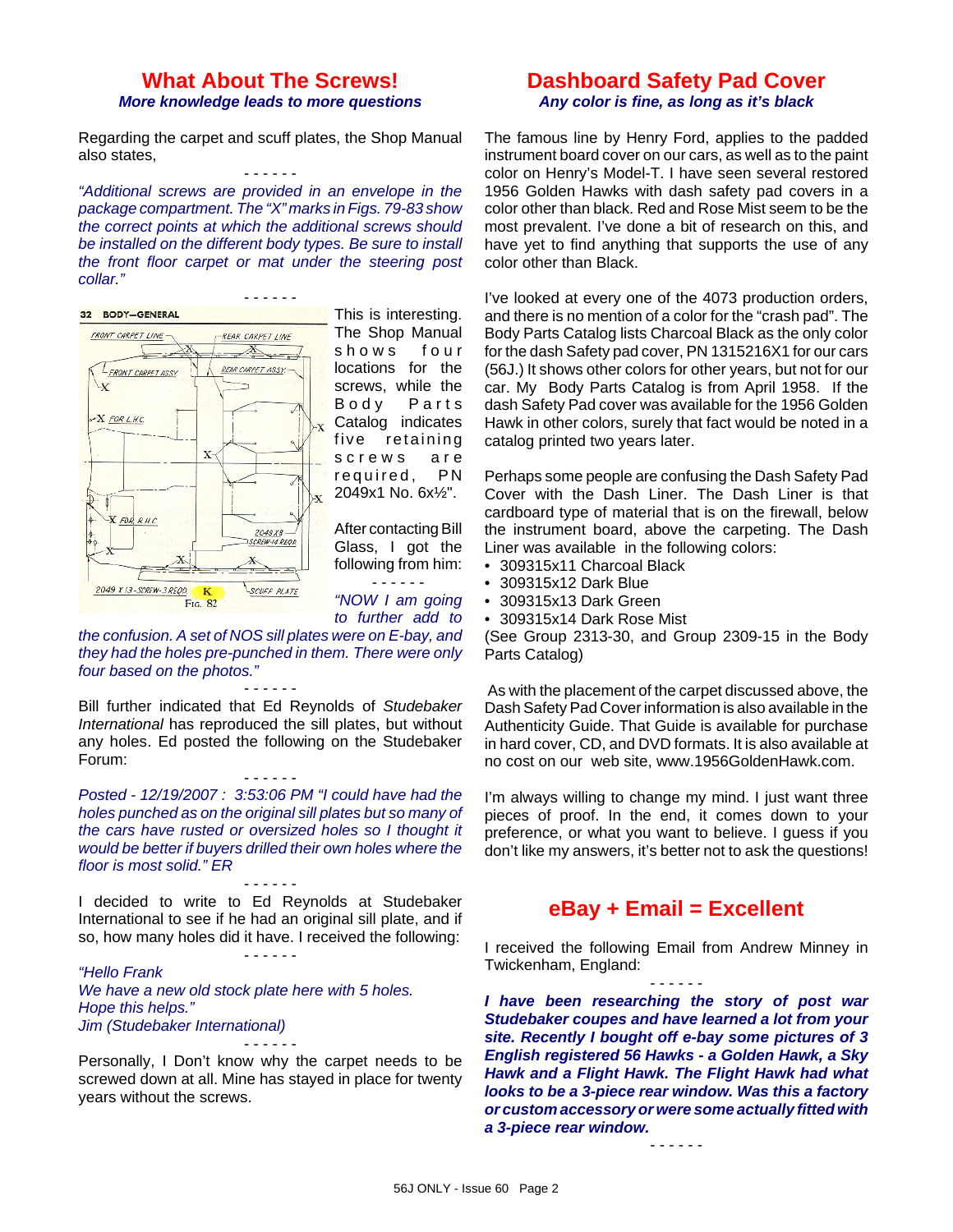## What About The Screws!

***More knowledge leads to more questions***

Regarding the carpet and scuff plates, the Shop Manual also states,

- - - - - -

*"Additional screws are provided in an envelope in the package compartment. The "X" marks in Figs. 79-83 show the correct points at which the additional screws should be installed on the different body types. Be sure to install the front floor carpet or mat under the steering post collar."*

- - - - - -

This is interesting. The Shop Manual shows four locations for the screws, while the Body Parts Catalog indicates five retaining screws are required, PN 2049x1 No. 6x½".

After contacting Bill Glass, I got the following from him:

- - - - - -

*"NOW I am going to further add to the confusion. A set of NOS sill plates were on E-bay, and they had the holes pre-punched in them. There were only four based on the photos."*

- - - - - -

Bill further indicated that Ed Reynolds of *Studebaker International* has reproduced the sill plates, but without any holes. Ed posted the following on the Studebaker Forum:

- - - - - -

*Posted - 12/19/2007 : 3:53:06 PM "I could have had the holes punched as on the original sill plates but so many of the cars have rusted or oversized holes so I thought it would be better if buyers drilled their own holes where the floor is most solid." ER*

- - - - - -

I decided to write to Ed Reynolds at Studebaker International to see if he had an original sill plate, and if so, how many holes did it have. I received the following:

- - - - - -

*"Hello Frank*
*We have a new old stock plate here with 5 holes.*
*Hope this helps."*
*Jim (Studebaker International)*

- - - - - -

Personally, I Don't know why the carpet needs to be screwed down at all. Mine has stayed in place for twenty years without the screws.

## Dashboard Safety Pad Cover

***Any color is fine, as long as it's black***

The famous line by Henry Ford, applies to the padded instrument board cover on our cars, as well as to the paint color on Henry's Model-T. I have seen several restored 1956 Golden Hawks with dash safety pad covers in a color other than black. Red and Rose Mist seem to be the most prevalent. I've done a bit of research on this, and have yet to find anything that supports the use of any color other than Black.

I've looked at every one of the 4073 production orders, and there is no mention of a color for the "crash pad". The Body Parts Catalog lists Charcoal Black as the only color for the dash Safety pad cover, PN 1315216X1 for our cars (56J.) It shows other colors for other years, but not for our car. My Body Parts Catalog is from April 1958. If the dash Safety Pad cover was available for the 1956 Golden Hawk in other colors, surely that fact would be noted in a catalog printed two years later.

Perhaps some people are confusing the Dash Safety Pad Cover with the Dash Liner. The Dash Liner is that cardboard type of material that is on the firewall, below the instrument board, above the carpeting. The Dash Liner was available in the following colors:

- 309315x11 Charcoal Black
- 309315x12 Dark Blue
- 309315x13 Dark Green
- 309315x14 Dark Rose Mist

(See Group 2313-30, and Group 2309-15 in the Body Parts Catalog)

As with the placement of the carpet discussed above, the Dash Safety Pad Cover information is also available in the Authenticity Guide. That Guide is available for purchase in hard cover, CD, and DVD formats. It is also available at no cost on our web site, www.1956GoldenHawk.com.

I'm always willing to change my mind. I just want three pieces of proof. In the end, it comes down to your preference, or what you want to believe. I guess if you don't like my answers, it's better not to ask the questions!

## eBay + Email = Excellent

I received the following Email from Andrew Minney in Twickenham, England:

- - - - - -

***I have been researching the story of post war Studebaker coupes and have learned a lot from your site. Recently I bought off e-bay some pictures of 3 English registered 56 Hawks - a Golden Hawk, a Sky Hawk and a Flight Hawk. The Flight Hawk had what looks to be a 3-piece rear window. Was this a factory or custom accessory or were some actually fitted with a 3-piece rear window.***

- - - - - -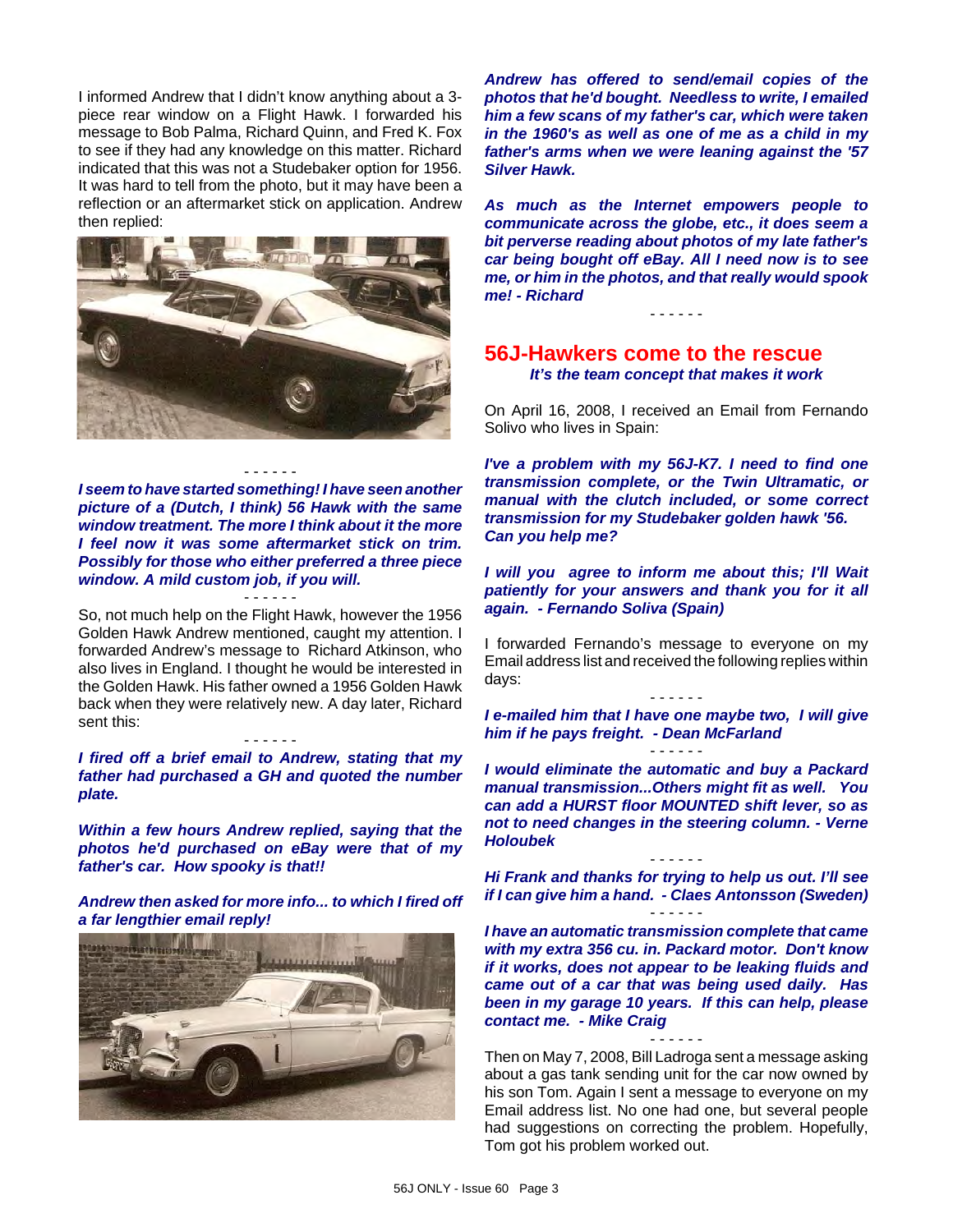I informed Andrew that I didn't know anything about a 3-piece rear window on a Flight Hawk. I forwarded his message to Bob Palma, Richard Quinn, and Fred K. Fox to see if they had any knowledge on this matter. Richard indicated that this was not a Studebaker option for 1956. It was hard to tell from the photo, but it may have been a reflection or an aftermarket stick on application. Andrew then replied:

- - - - - -

***I seem to have started something! I have seen another picture of a (Dutch, I think) 56 Hawk with the same window treatment. The more I think about it the more I feel now it was some aftermarket stick on trim. Possibly for those who either preferred a three piece window. A mild custom job, if you will.***

- - - - - -

So, not much help on the Flight Hawk, however the 1956 Golden Hawk Andrew mentioned, caught my attention. I forwarded Andrew's message to Richard Atkinson, who also lives in England. I thought he would be interested in the Golden Hawk. His father owned a 1956 Golden Hawk back when they were relatively new. A day later, Richard sent this:

- - - - - -

***I fired off a brief email to Andrew, stating that my father had purchased a GH and quoted the number plate.***

***Within a few hours Andrew replied, saying that the photos he'd purchased on eBay were that of my father's car. How spooky is that!!***

***Andrew then asked for more info... to which I fired off a far lengthier email reply!***

***Andrew has offered to send/email copies of the photos that he'd bought. Needless to write, I emailed him a few scans of my father's car, which were taken in the 1960's as well as one of me as a child in my father's arms when we were leaning against the '57 Silver Hawk.***

***As much as the Internet empowers people to communicate across the globe, etc., it does seem a bit perverse reading about photos of my late father's car being bought off eBay. All I need now is to see me, or him in the photos, and that really would spook me! - Richard***

- - - - - -

## 56J-Hawkers come to the rescue

***It's the team concept that makes it work***

On April 16, 2008, I received an Email from Fernando Solivo who lives in Spain:

***I've a problem with my 56J-K7. I need to find one transmission complete, or the Twin Ultramatic, or manual with the clutch included, or some correct transmission for my Studebaker golden hawk '56. Can you help me?***

***I will you agree to inform me about this; I'll Wait patiently for your answers and thank you for it all again. - Fernando Soliva (Spain)***

I forwarded Fernando's message to everyone on my Email address list and received the following replies within days:

- - - - - -

***I e-mailed him that I have one maybe two, I will give him if he pays freight. - Dean McFarland***

- - - - - -

***I would eliminate the automatic and buy a Packard manual transmission...Others might fit as well. You can add a HURST floor MOUNTED shift lever, so as not to need changes in the steering column. - Verne Holoubek***

- - - - - -

***Hi Frank and thanks for trying to help us out. I'll see if I can give him a hand. - Claes Antonsson (Sweden)***

- - - - - -

***I have an automatic transmission complete that came with my extra 356 cu. in. Packard motor. Don't know if it works, does not appear to be leaking fluids and came out of a car that was being used daily. Has been in my garage 10 years. If this can help, please contact me. - Mike Craig***

- - - - - -

Then on May 7, 2008, Bill Ladroga sent a message asking about a gas tank sending unit for the car now owned by his son Tom. Again I sent a message to everyone on my Email address list. No one had one, but several people had suggestions on correcting the problem. Hopefully, Tom got his problem worked out.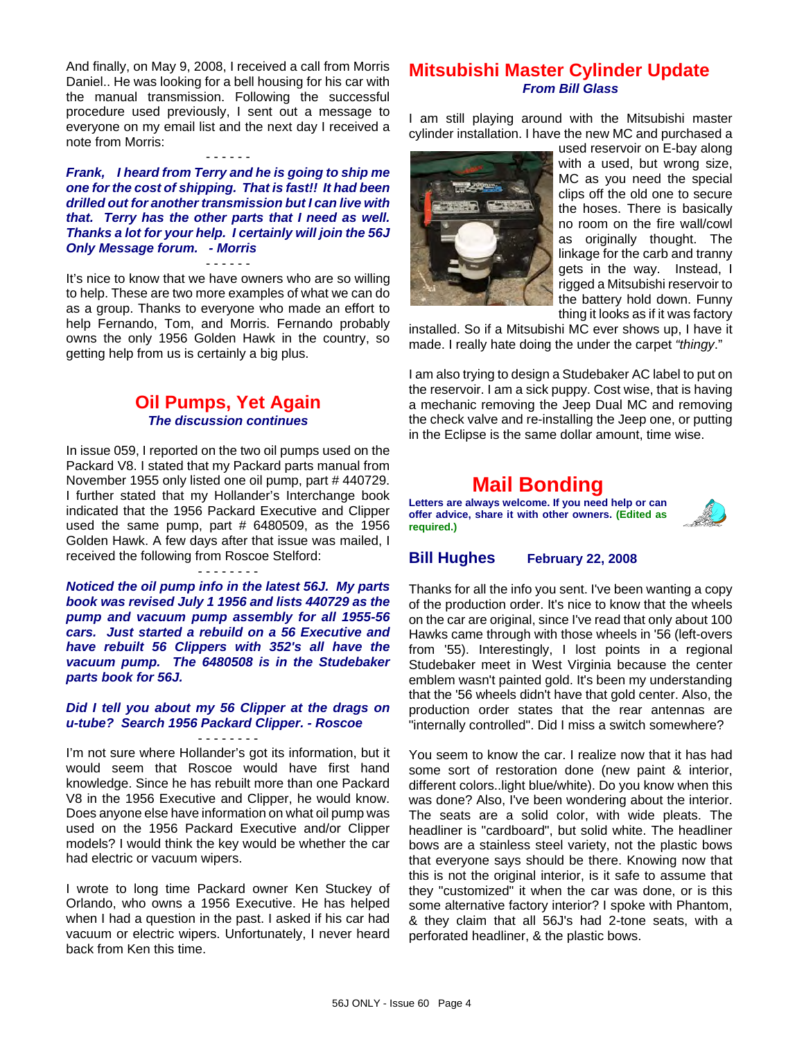And finally, on May 9, 2008, I received a call from Morris Daniel.. He was looking for a bell housing for his car with the manual transmission. Following the successful procedure used previously, I sent out a message to everyone on my email list and the next day I received a note from Morris:

\- - - - - -

***Frank, I heard from Terry and he is going to ship me one for the cost of shipping. That is fast!! It had been drilled out for another transmission but I can live with that. Terry has the other parts that I need as well. Thanks a lot for your help. I certainly will join the 56J Only Message forum. - Morris***

\- - - - - -

It's nice to know that we have owners who are so willing to help. These are two more examples of what we can do as a group. Thanks to everyone who made an effort to help Fernando, Tom, and Morris. Fernando probably owns the only 1956 Golden Hawk in the country, so getting help from us is certainly a big plus.

## Oil Pumps, Yet Again

***The discussion continues***

In issue 059, I reported on the two oil pumps used on the Packard V8. I stated that my Packard parts manual from November 1955 only listed one oil pump, part # 440729. I further stated that my Hollander's Interchange book indicated that the 1956 Packard Executive and Clipper used the same pump, part # 6480509, as the 1956 Golden Hawk. A few days after that issue was mailed, I received the following from Roscoe Stelford:

\- - - - - - - -

***Noticed the oil pump info in the latest 56J. My parts book was revised July 1 1956 and lists 440729 as the pump and vacuum pump assembly for all 1955-56 cars. Just started a rebuild on a 56 Executive and have rebuilt 56 Clippers with 352's all have the vacuum pump. The 6480508 is in the Studebaker parts book for 56J.***

***Did I tell you about my 56 Clipper at the drags on u-tube? Search 1956 Packard Clipper. - Roscoe***

\- - - - - - - -

I'm not sure where Hollander's got its information, but it would seem that Roscoe would have first hand knowledge. Since he has rebuilt more than one Packard V8 in the 1956 Executive and Clipper, he would know. Does anyone else have information on what oil pump was used on the 1956 Packard Executive and/or Clipper models? I would think the key would be whether the car had electric or vacuum wipers.

I wrote to long time Packard owner Ken Stuckey of Orlando, who owns a 1956 Executive. He has helped when I had a question in the past. I asked if his car had vacuum or electric wipers. Unfortunately, I never heard back from Ken this time.

## Mitsubishi Master Cylinder Update

***From Bill Glass***

I am still playing around with the Mitsubishi master cylinder installation. I have the new MC and purchased a used reservoir on E-bay along with a used, but wrong size, MC as you need the special clips off the old one to secure the hoses. There is basically no room on the fire wall/cowl as originally thought. The linkage for the carb and tranny gets in the way. Instead, I rigged a Mitsubishi reservoir to the battery hold down. Funny thing it looks as if it was factory installed. So if a Mitsubishi MC ever shows up, I have it made. I really hate doing the under the carpet *"thingy*."

I am also trying to design a Studebaker AC label to put on the reservoir. I am a sick puppy. Cost wise, that is having a mechanic removing the Jeep Dual MC and removing the check valve and re-installing the Jeep one, or putting in the Eclipse is the same dollar amount, time wise.

## Mail Bonding

**Letters are always welcome. If you need help or can offer advice, share it with other owners. (Edited as required.)**

### Bill Hughes — February 22, 2008

Thanks for all the info you sent. I've been wanting a copy of the production order. It's nice to know that the wheels on the car are original, since I've read that only about 100 Hawks came through with those wheels in '56 (left-overs from '55). Interestingly, I lost points in a regional Studebaker meet in West Virginia because the center emblem wasn't painted gold. It's been my understanding that the '56 wheels didn't have that gold center. Also, the production order states that the rear antennas are "internally controlled". Did I miss a switch somewhere?

You seem to know the car. I realize now that it has had some sort of restoration done (new paint & interior, different colors..light blue/white). Do you know when this was done? Also, I've been wondering about the interior. The seats are a solid color, with wide pleats. The headliner is "cardboard", but solid white. The headliner bows are a stainless steel variety, not the plastic bows that everyone says should be there. Knowing now that this is not the original interior, is it safe to assume that they "customized" it when the car was done, or is this some alternative factory interior? I spoke with Phantom, & they claim that all 56J's had 2-tone seats, with a perforated headliner, & the plastic bows.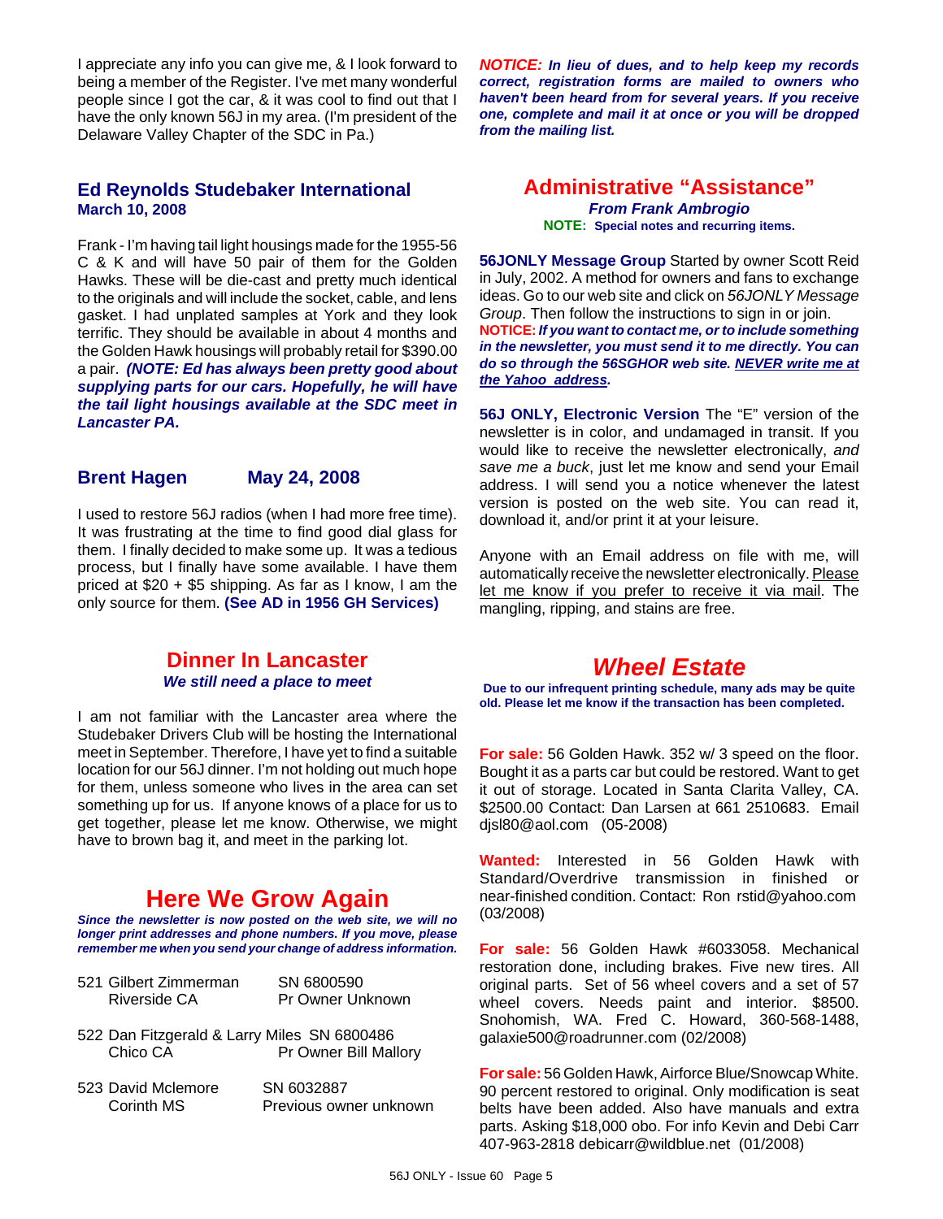I appreciate any info you can give me, & I look forward to being a member of the Register. I've met many wonderful people since I got the car, & it was cool to find out that I have the only known 56J in my area. (I'm president of the Delaware Valley Chapter of the SDC in Pa.)

### Ed Reynolds Studebaker International
**March 10, 2008**

Frank - I'm having tail light housings made for the 1955-56 C & K and will have 50 pair of them for the Golden Hawks. These will be die-cast and pretty much identical to the originals and will include the socket, cable, and lens gasket. I had unplated samples at York and they look terrific. They should be available in about 4 months and the Golden Hawk housings will probably retail for $390.00 a pair. ***(NOTE: Ed has always been pretty good about supplying parts for our cars. Hopefully, he will have the tail light housings available at the SDC meet in Lancaster PA.***

### Brent Hagen May 24, 2008

I used to restore 56J radios (when I had more free time). It was frustrating at the time to find good dial glass for them. I finally decided to make some up. It was a tedious process, but I finally have some available. I have them priced at $20 + $5 shipping. As far as I know, I am the only source for them. **(See AD in 1956 GH Services)**

## Dinner In Lancaster
***We still need a place to meet***

I am not familiar with the Lancaster area where the Studebaker Drivers Club will be hosting the International meet in September. Therefore, I have yet to find a suitable location for our 56J dinner. I'm not holding out much hope for them, unless someone who lives in the area can set something up for us. If anyone knows of a place for us to get together, please let me know. Otherwise, we might have to brown bag it, and meet in the parking lot.

## Here We Grow Again
***Since the newsletter is now posted on the web site, we will no longer print addresses and phone numbers. If you move, please remember me when you send your change of address information.***

521 Gilbert Zimmerman — SN 6800590
Riverside CA — Pr Owner Unknown

522 Dan Fitzgerald & Larry Miles — SN 6800486
Chico CA — Pr Owner Bill Mallory

523 David Mclemore — SN 6032887
Corinth MS — Previous owner unknown

***NOTICE: In lieu of dues, and to help keep my records correct, registration forms are mailed to owners who haven't been heard from for several years. If you receive one, complete and mail at once or you will be dropped from the mailing list.***

## Administrative "Assistance"
***From Frank Ambrogio***
**NOTE: Special notes and recurring items.**

**56JONLY Message Group** Started by owner Scott Reid in July, 2002. A method for owners and fans to exchange ideas. Go to our web site and click on *56JONLY Message Group*. Then follow the instructions to sign in or join.
**NOTICE:** ***If you want to contact me, or to include something in the newsletter, you must send it to me directly. You can do so through the 56SGHOR web site. NEVER write me at the Yahoo address.***

**56J ONLY, Electronic Version** The "E" version of the newsletter is in color, and undamaged in transit. If you would like to receive the newsletter electronically, *and save me a buck*, just let me know and send your Email address. I will send you a notice whenever the latest version is posted on the web site. You can read it, download it, and/or print it at your leisure.

Anyone with an Email address on file with me, will automatically receive the newsletter electronically. Please let me know if you prefer to receive it via mail. The mangling, ripping, and stains are free.

## *Wheel Estate*
**Due to our infrequent printing schedule, many ads may be quite old. Please let me know if the transaction has been completed.**

**For sale:** 56 Golden Hawk. 352 w/ 3 speed on the floor. Bought it as a parts car but could be restored. Want to get it out of storage. Located in Santa Clarita Valley, CA. $2500.00 Contact: Dan Larsen at 661 2510683. Email djsl80@aol.com (05-2008)

**Wanted:** Interested in 56 Golden Hawk with Standard/Overdrive transmission in finished or near-finished condition. Contact: Ron rstid@yahoo.com (03/2008)

**For sale:** 56 Golden Hawk #6033058. Mechanical restoration done, including brakes. Five new tires. All original parts. Set of 56 wheel covers and a set of 57 wheel covers. Needs paint and interior. $8500. Snohomish, WA. Fred C. Howard, 360-568-1488, galaxie500@roadrunner.com (02/2008)

**For sale:** 56 Golden Hawk, Airforce Blue/Snowcap White. 90 percent restored to original. Only modification is seat belts have been added. Also have manuals and extra parts. Asking $18,000 obo. For info Kevin and Debi Carr 407-963-2818 debicarr@wildblue.net (01/2008)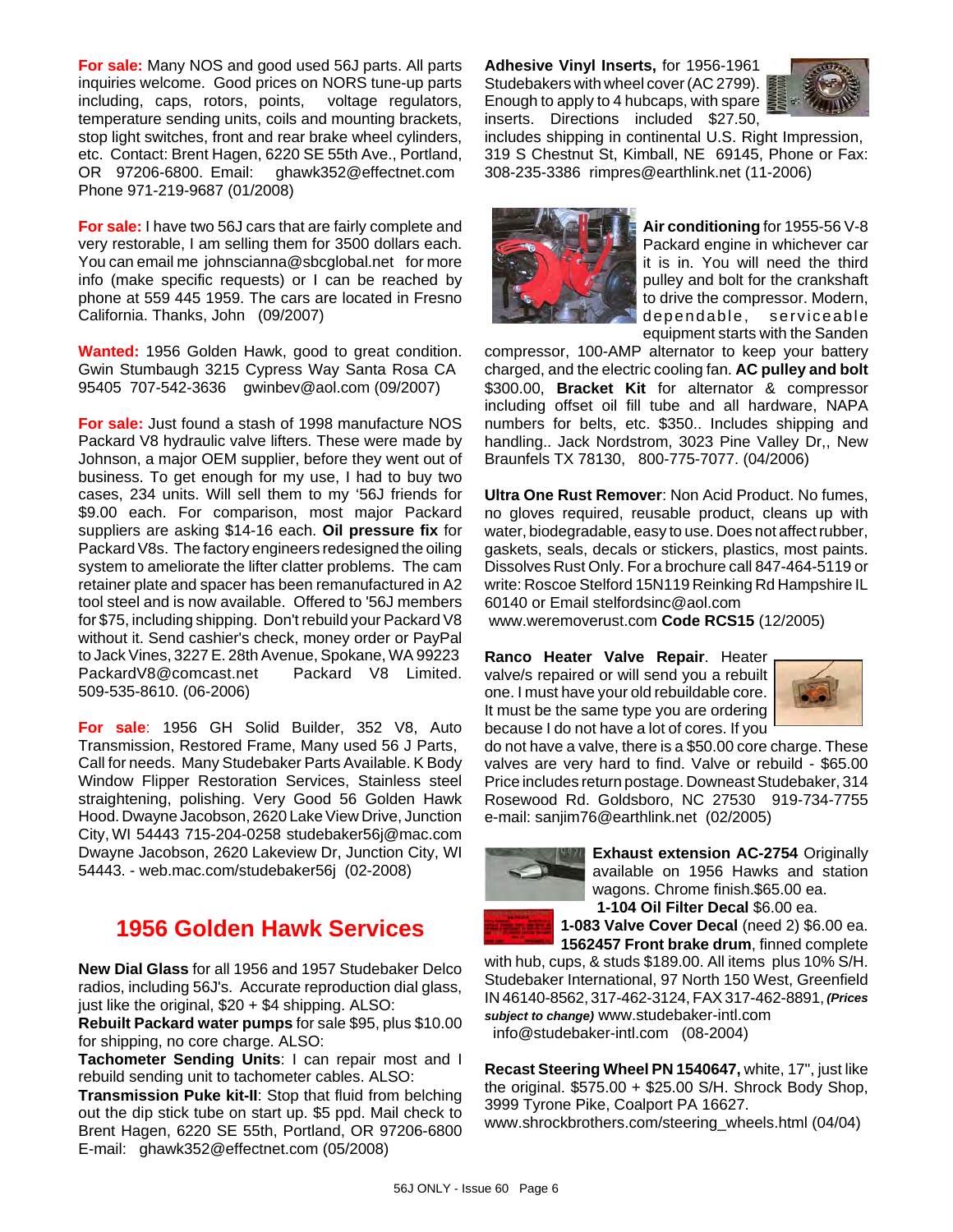**For sale:** Many NOS and good used 56J parts. All parts inquiries welcome. Good prices on NORS tune-up parts including, caps, rotors, points, voltage regulators, temperature sending units, coils and mounting brackets, stop light switches, front and rear brake wheel cylinders, etc. Contact: Brent Hagen, 6220 SE 55th Ave., Portland, OR 97206-6800. Email: ghawk352@effectnet.com Phone 971-219-9687 (01/2008)

**For sale:** I have two 56J cars that are fairly complete and very restorable, I am selling them for 3500 dollars each. You can email me johnscianna@sbcglobal.net for more info (make specific requests) or I can be reached by phone at 559 445 1959. The cars are located in Fresno California. Thanks, John (09/2007)

**Wanted:** 1956 Golden Hawk, good to great condition. Gwin Stumbaugh 3215 Cypress Way Santa Rosa CA 95405 707-542-3636 gwinbev@aol.com (09/2007)

**For sale:** Just found a stash of 1998 manufacture NOS Packard V8 hydraulic valve lifters. These were made by Johnson, a major OEM supplier, before they went out of business. To get enough for my use, I had to buy two cases, 234 units. Will sell them to my '56J friends for $9.00 each. For comparison, most major Packard suppliers are asking $14-16 each. **Oil pressure fix** for Packard V8s. The factory engineers redesigned the oiling system to ameliorate the lifter clatter problems. The cam retainer plate and spacer has been remanufactured in A2 tool steel and is now available. Offered to '56J members for $75, including shipping. Don't rebuild your Packard V8 without it. Send cashier's check, money order or PayPal to Jack Vines, 3227 E. 28th Avenue, Spokane, WA 99223 PackardV8@comcast.net Packard V8 Limited. 509-535-8610. (06-2006)

**For sale**: 1956 GH Solid Builder, 352 V8, Auto Transmission, Restored Frame, Many used 56 J Parts, Call for needs. Many Studebaker Parts Available. K Body Window Flipper Restoration Services, Stainless steel straightening, polishing. Very Good 56 Golden Hawk Hood. Dwayne Jacobson, 2620 Lake View Drive, Junction City, WI 54443 715-204-0258 studebaker56j@mac.com Dwayne Jacobson, 2620 Lakeview Dr, Junction City, WI 54443. - web.mac.com/studebaker56j (02-2008)

## 1956 Golden Hawk Services

**New Dial Glass** for all 1956 and 1957 Studebaker Delco radios, including 56J's. Accurate reproduction dial glass, just like the original, $20 + $4 shipping. ALSO:
**Rebuilt Packard water pumps** for sale $95, plus $10.00 for shipping, no core charge. ALSO:
**Tachometer Sending Units**: I can repair most and I rebuild sending unit to tachometer cables. ALSO:
**Transmission Puke kit-II**: Stop that fluid from belching out the dip stick tube on start up. $5 ppd. Mail check to Brent Hagen, 6220 SE 55th, Portland, OR 97206-6800 E-mail: ghawk352@effectnet.com (05/2008)

**Adhesive Vinyl Inserts,** for 1956-1961 Studebakers with wheel cover (AC 2799). Enough to apply to 4 hubcaps, with spare inserts. Directions included $27.50, includes shipping in continental U.S. Right Impression, 319 S Chestnut St, Kimball, NE 69145, Phone or Fax: 308-235-3386 rimpres@earthlink.net (11-2006)

**Air conditioning** for 1955-56 V-8 Packard engine in whichever car it is in. You will need the third pulley and bolt for the crankshaft to drive the compressor. Modern, dependable, serviceable equipment starts with the Sanden compressor, 100-AMP alternator to keep your battery charged, and the electric cooling fan. **AC pulley and bolt** $300.00, **Bracket Kit** for alternator & compressor including offset oil fill tube and all hardware, NAPA numbers for belts, etc. $350.. Includes shipping and handling.. Jack Nordstrom, 3023 Pine Valley Dr,, New Braunfels TX 78130, 800-775-7077. (04/2006)

**Ultra One Rust Remover**: Non Acid Product. No fumes, no gloves required, reusable product, cleans up with water, biodegradable, easy to use. Does not affect rubber, gaskets, seals, decals or stickers, plastics, most paints. Dissolves Rust Only. For a brochure call 847-464-5119 or write: Roscoe Stelford 15N119 Reinking Rd Hampshire IL 60140 or Email stelfordsinc@aol.com www.weremoverust.com **Code RCS15** (12/2005)

**Ranco Heater Valve Repair**. Heater valve/s repaired or will send you a rebuilt one. I must have your old rebuildable core. It must be the same type you are ordering because I do not have a lot of cores. If you do not have a valve, there is a $50.00 core charge. These valves are very hard to find. Valve or rebuild - $65.00 Price includes return postage. Downeast Studebaker, 314 Rosewood Rd. Goldsboro, NC 27530 919-734-7755 e-mail: sanjim76@earthlink.net (02/2005)

**Exhaust extension AC-2754** Originally available on 1956 Hawks and station wagons. Chrome finish.$65.00 ea.
**1-104 Oil Filter Decal** $6.00 ea.
**1-083 Valve Cover Decal** (need 2) $6.00 ea.
**1562457 Front brake drum**, finned complete with hub, cups, & studs $189.00. All items plus 10% S/H. Studebaker International, 97 North 150 West, Greenfield IN 46140-8562, 317-462-3124, FAX 317-462-8891, ***(Prices subject to change)*** www.studebaker-intl.com info@studebaker-intl.com (08-2004)

**Recast Steering Wheel PN 1540647,** white, 17", just like the original. $575.00 + $25.00 S/H. Shrock Body Shop, 3999 Tyrone Pike, Coalport PA 16627. www.shrockbrothers.com/steering_wheels.html (04/04)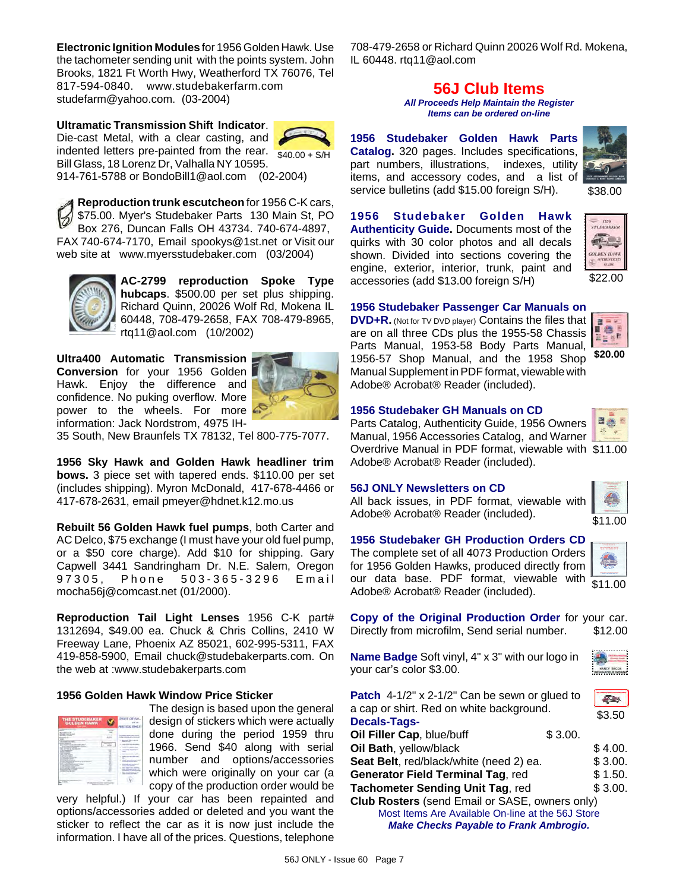**Electronic Ignition Modules** for 1956 Golden Hawk. Use the tachometer sending unit with the points system. John Brooks, 1821 Ft Worth Hwy, Weatherford TX 76076, Tel 817-594-0840. www.studebakerfarm.com studefarm@yahoo.com. (03-2004)

**Ultramatic Transmission Shift Indicator**. Die-cast Metal, with a clear casting, and indented letters pre-painted from the rear. Bill Glass, 18 Lorenz Dr, Valhalla NY 10595. 914-761-5788 or BondoBill1@aol.com (02-2004)

$40.00 + S/H

**Reproduction trunk escutcheon** for 1956 C-K cars, $75.00. Myer's Studebaker Parts 130 Main St, PO Box 276, Duncan Falls OH 43734. 740-674-4897, FAX 740-674-7170, Email spookys@1st.net or Visit our web site at www.myersstudebaker.com (03/2004)

**AC-2799 reproduction Spoke Type hubcaps**. $500.00 per set plus shipping. Richard Quinn, 20026 Wolf Rd, Mokena IL 60448, 708-479-2658, FAX 708-479-8965, rtq11@aol.com (10/2002)

**Ultra400 Automatic Transmission Conversion** for your 1956 Golden Hawk. Enjoy the difference and confidence. No puking overflow. More power to the wheels. For more information: Jack Nordstrom, 4975 IH-35 South, New Braunfels TX 78132, Tel 800-775-7077.

**1956 Sky Hawk and Golden Hawk headliner trim bows.** 3 piece set with tapered ends. $110.00 per set (includes shipping). Myron McDonald, 417-678-4466 or 417-678-2631, email pmeyer@hdnet.k12.mo.us

**Rebuilt 56 Golden Hawk fuel pumps**, both Carter and AC Delco, $75 exchange (I must have your old fuel pump, or a $50 core charge). Add $10 for shipping. Gary Capwell 3441 Sandringham Dr. N.E. Salem, Oregon 97305, Phone 503-365-3296 Email mocha56j@comcast.net (01/2000).

**Reproduction Tail Light Lenses** 1956 C-K part# 1312694, $49.00 ea. Chuck & Chris Collins, 2410 W Freeway Lane, Phoenix AZ 85021, 602-995-5311, FAX 419-858-5900, Email chuck@studebakerparts.com. On the web at :www.studebakerparts.com

**1956 Golden Hawk Window Price Sticker**

The design is based upon the general design of stickers which were actually done during the period 1959 thru 1966. Send $40 along with serial number and options/accessories which were originally on your car (a copy of the production order would be very helpful.) If your car has been repainted and options/accessories added or deleted and you want the sticker to reflect the car as it is now just include the information. I have all of the prices. Questions, telephone 708-479-2658 or Richard Quinn 20026 Wolf Rd. Mokena, IL 60448. rtq11@aol.com

## 56J Club Items

***All Proceeds Help Maintain the Register***
***Items can be ordered on-line***

**1956 Studebaker Golden Hawk Parts Catalog.** 320 pages. Includes specifications, part numbers, illustrations, indexes, utility items, and accessory codes, and a list of service bulletins (add $15.00 foreign S/H). $38.00

**1956 Studebaker Golden Hawk Authenticity Guide.** Documents most of the quirks with 30 color photos and all decals shown. Divided into sections covering the engine, exterior, interior, trunk, paint and accessories (add $13.00 foreign S/H) $22.00

**1956 Studebaker Passenger Car Manuals on DVD+R.** (Not for TV DVD player) Contains the files that are on all three CDs plus the 1955-58 Chassis Parts Manual, 1953-58 Body Parts Manual, 1956-57 Shop Manual, and the 1958 Shop Manual Supplement in PDF format, viewable with Adobe® Acrobat® Reader (included). **$20.00**

**1956 Studebaker GH Manuals on CD**
Parts Catalog, Authenticity Guide, 1956 Owners Manual, 1956 Accessories Catalog, and Warner Overdrive Manual in PDF format, viewable with Adobe® Acrobat® Reader (included). $11.00

**56J ONLY Newsletters on CD**
All back issues, in PDF format, viewable with Adobe® Acrobat® Reader (included). $11.00

**1956 Studebaker GH Production Orders CD**
The complete set of all 4073 Production Orders for 1956 Golden Hawks, produced directly from our data base. PDF format, viewable with Adobe® Acrobat® Reader (included). $11.00

**Copy of the Original Production Order** for your car. Directly from microfilm, Send serial number. $12.00

**Name Badge** Soft vinyl, 4" x 3" with our logo in your car's color $3.00.

**Patch** 4-1/2" x 2-1/2" Can be sewn or glued to a cap or shirt. Red on white background. $3.50

**Decals-Tags-**

| Item | Price |
|---|---|
| **Oil Filler Cap**, blue/buff | $ 3.00. |
| **Oil Bath**, yellow/black | $ 4.00. |
| **Seat Belt**, red/black/white (need 2) ea. | $ 3.00. |
| **Generator Field Terminal Tag**, red | $ 1.50. |
| **Tachometer Sending Unit Tag**, red | $ 3.00. |

**Club Rosters** (send Email or SASE, owners only)

Most Items Are Available On-line at the 56J Store

***Make Checks Payable to Frank Ambrogio.***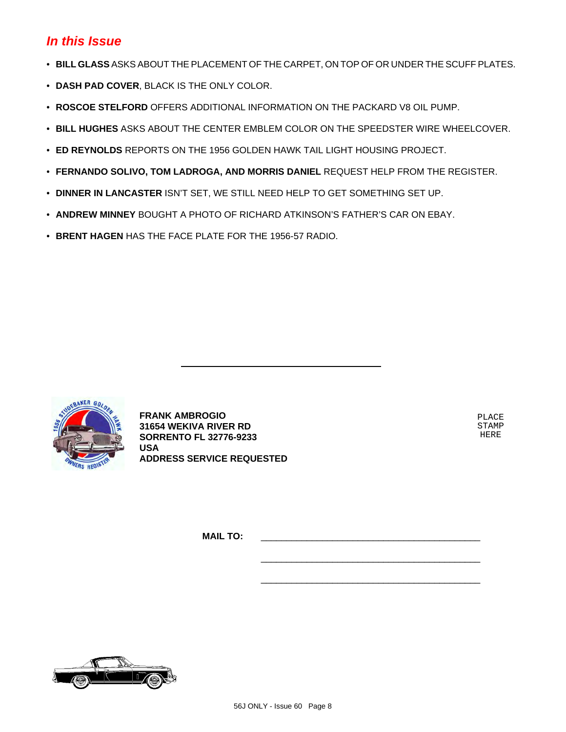## *In this Issue*

- **BILL GLASS** ASKS ABOUT THE PLACEMENT OF THE CARPET, ON TOP OF OR UNDER THE SCUFF PLATES.
- **DASH PAD COVER**, BLACK IS THE ONLY COLOR.
- **ROSCOE STELFORD** OFFERS ADDITIONAL INFORMATION ON THE PACKARD V8 OIL PUMP.
- **BILL HUGHES** ASKS ABOUT THE CENTER EMBLEM COLOR ON THE SPEEDSTER WIRE WHEELCOVER.
- **ED REYNOLDS** REPORTS ON THE 1956 GOLDEN HAWK TAIL LIGHT HOUSING PROJECT.
- **FERNANDO SOLIVO, TOM LADROGA, AND MORRIS DANIEL** REQUEST HELP FROM THE REGISTER.
- **DINNER IN LANCASTER** ISN'T SET, WE STILL NEED HELP TO GET SOMETHING SET UP.
- **ANDREW MINNEY** BOUGHT A PHOTO OF RICHARD ATKINSON'S FATHER'S CAR ON EBAY.
- **BRENT HAGEN** HAS THE FACE PLATE FOR THE 1956-57 RADIO.

---

1956 STUDEBAKER GOLDEN HAWK OWNERS REGISTER

**FRANK AMBROGIO**
**31654 WEKIVA RIVER RD**
**SORRENTO FL 32776-9233**
**USA**
**ADDRESS SERVICE REQUESTED**

PLACE
STAMP
HERE

**MAIL TO:** ________________________________________

________________________________________

________________________________________